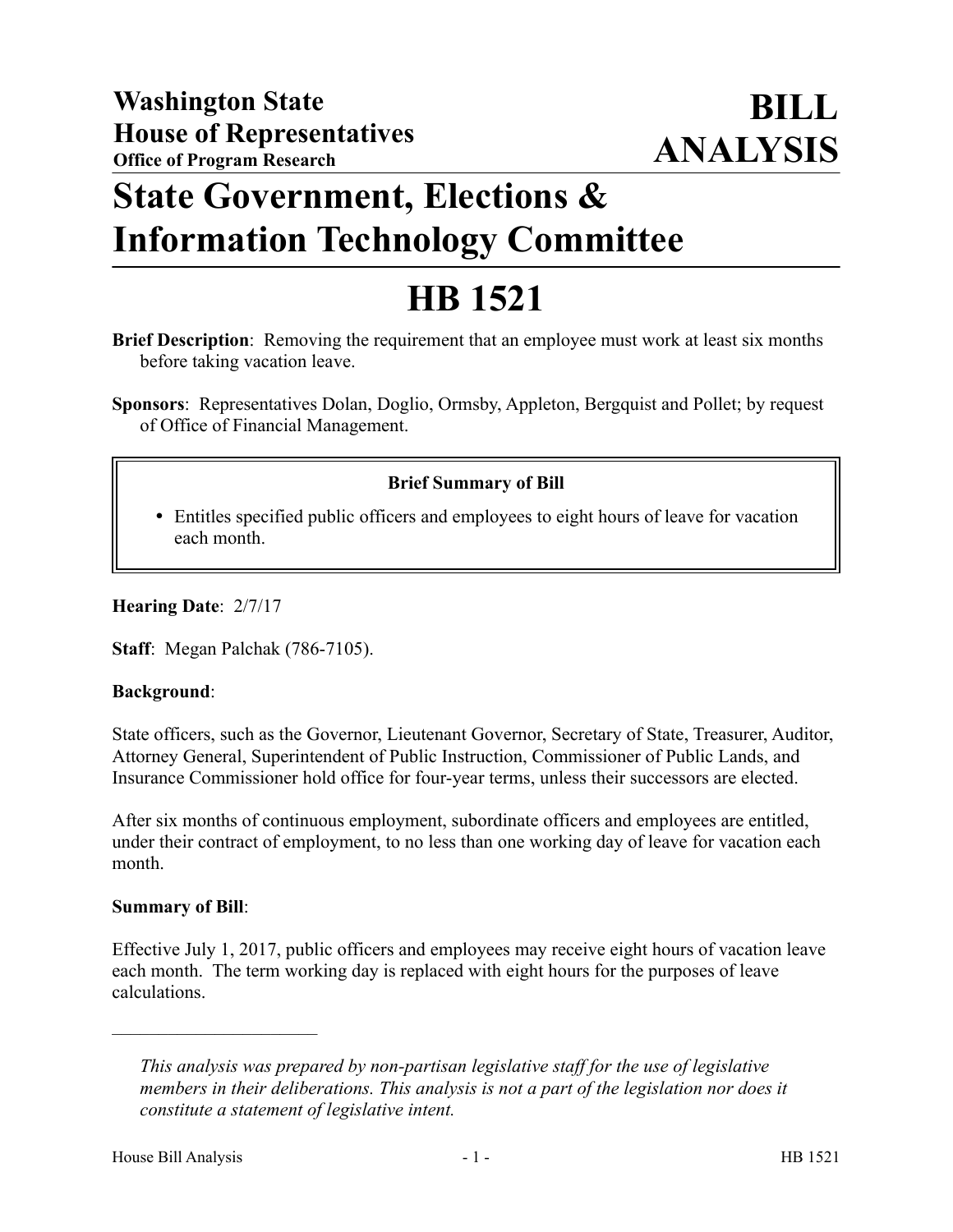**Washington State House of Representatives**
**Office of Program Research**

# BILL ANALYSIS

# State Government, Elections & Information Technology Committee

# HB 1521

**Brief Description**: Removing the requirement that an employee must work at least six months before taking vacation leave.

**Sponsors**: Representatives Dolan, Doglio, Ormsby, Appleton, Bergquist and Pollet; by request of Office of Financial Management.

**Brief Summary of Bill**

- Entitles specified public officers and employees to eight hours of leave for vacation each month.

**Hearing Date**: 2/7/17

**Staff**: Megan Palchak (786-7105).

**Background**:

State officers, such as the Governor, Lieutenant Governor, Secretary of State, Treasurer, Auditor, Attorney General, Superintendent of Public Instruction, Commissioner of Public Lands, and Insurance Commissioner hold office for four-year terms, unless their successors are elected.

After six months of continuous employment, subordinate officers and employees are entitled, under their contract of employment, to no less than one working day of leave for vacation each month.

**Summary of Bill**:

Effective July 1, 2017, public officers and employees may receive eight hours of vacation leave each month. The term working day is replaced with eight hours for the purposes of leave calculations.

---

*This analysis was prepared by non-partisan legislative staff for the use of legislative members in their deliberations. This analysis is not a part of the legislation nor does it constitute a statement of legislative intent.*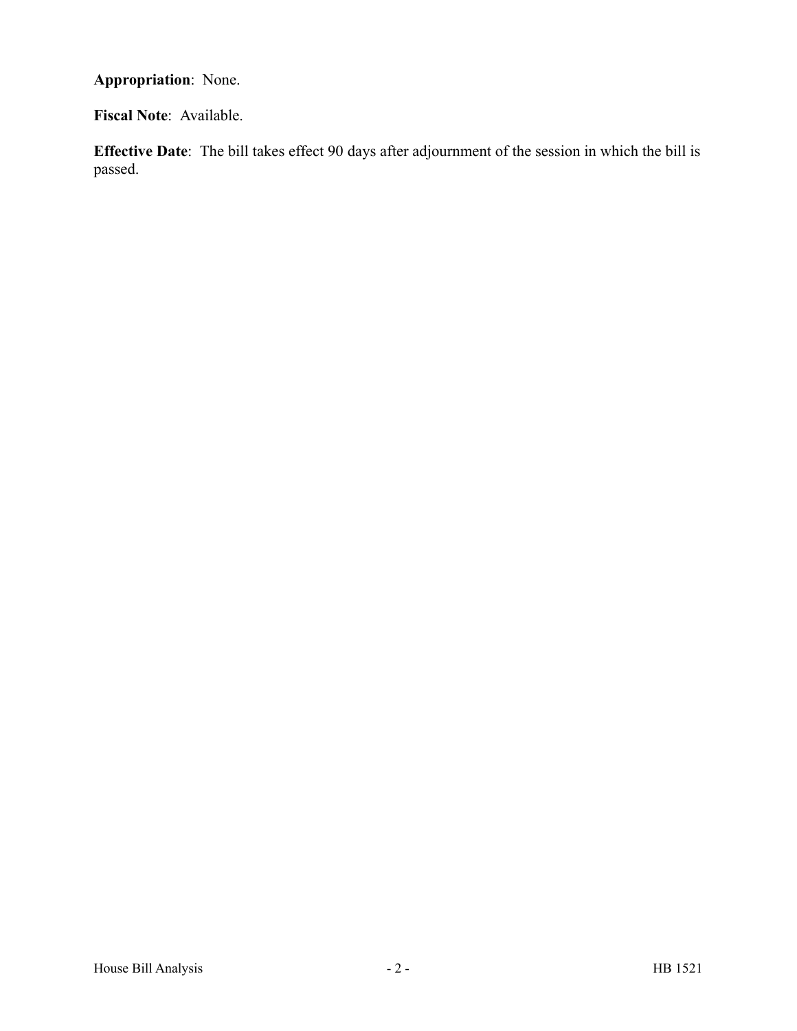**Appropriation**: None.

**Fiscal Note**: Available.

**Effective Date**: The bill takes effect 90 days after adjournment of the session in which the bill is passed.